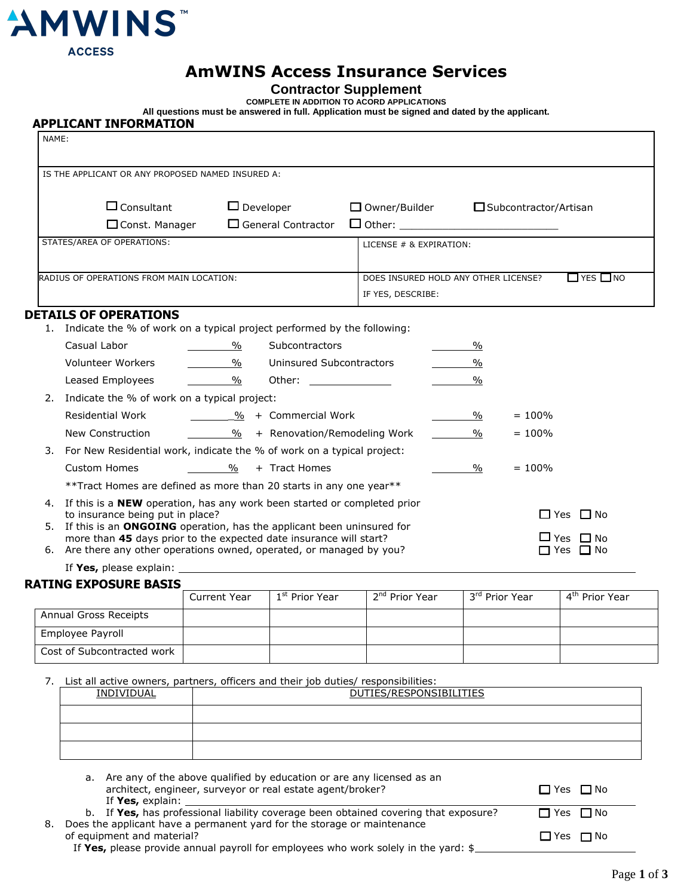AMWINS™
ACCESS

# AmWINS Access Insurance Services

## Contractor Supplement

**COMPLETE IN ADDITION TO ACORD APPLICATIONS**

**All questions must be answered in full. Application must be signed and dated by the applicant.**

## APPLICANT INFORMATION

NAME:

IS THE APPLICANT OR ANY PROPOSED NAMED INSURED A:

☐ Consultant ☐ Developer ☐ Owner/Builder ☐ Subcontractor/Artisan

☐ Const. Manager ☐ General Contractor ☐ Other: ____________________________

| STATES/AREA OF OPERATIONS: | LICENSE # & EXPIRATION: |
|---|---|
| RADIUS OF OPERATIONS FROM MAIN LOCATION: | DOES INSURED HOLD ANY OTHER LICENSE? ☐ YES ☐ NO<br>IF YES, DESCRIBE: |

## DETAILS OF OPERATIONS

1. Indicate the % of work on a typical project performed by the following:

   Casual Labor ________% Subcontractors ________%

   Volunteer Workers ________% Uninsured Subcontractors ________%

   Leased Employees ________% Other: ______________ ________%

2. Indicate the % of work on a typical project:

   Residential Work ________% + Commercial Work ________% = 100%

   New Construction ________% + Renovation/Remodeling Work ________% = 100%

3. For New Residential work, indicate the % of work on a typical project:

   Custom Homes ________% + Tract Homes ________% = 100%

   **Tract Homes are defined as more than 20 starts in any one year**

4. If this is a **NEW** operation, has any work been started or completed prior to insurance being put in place? ☐ Yes ☐ No
5. If this is an **ONGOING** operation, has the applicant been uninsured for more than **45** days prior to the expected date insurance will start? ☐ Yes ☐ No
6. Are there any other operations owned, operated, or managed by you? ☐ Yes ☐ No

   If **Yes,** please explain: ____________________________________________

## RATING EXPOSURE BASIS

| | Current Year | 1st Prior Year | 2nd Prior Year | 3rd Prior Year | 4th Prior Year |
|---|---|---|---|---|---|
| Annual Gross Receipts | | | | | |
| Employee Payroll | | | | | |
| Cost of Subcontracted work | | | | | |

7. List all active owners, partners, officers and their job duties/ responsibilities:

| INDIVIDUAL | DUTIES/RESPONSIBILITIES |
|---|---|
| | |
| | |
| | |

   a. Are any of the above qualified by education or are any licensed as an architect, engineer, surveyor or real estate agent/broker? ☐ Yes ☐ No
      If **Yes,** explain: ____________________________________________

   b. If **Yes,** has professional liability coverage been obtained covering that exposure? ☐ Yes ☐ No

8. Does the applicant have a permanent yard for the storage or maintenance of equipment and material? ☐ Yes ☐ No

   If **Yes,** please provide annual payroll for employees who work solely in the yard: $____________________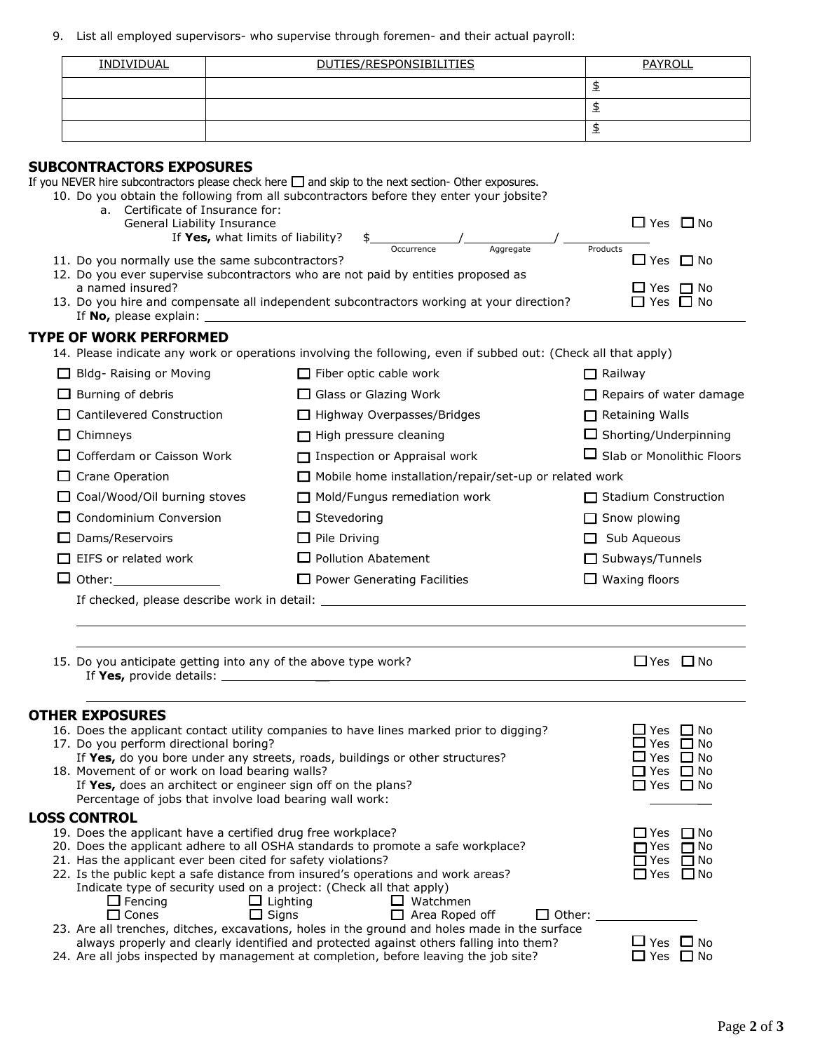9. List all employed supervisors- who supervise through foremen- and their actual payroll:

| INDIVIDUAL | DUTIES/RESPONSIBILITIES | PAYROLL |
| --- | --- | --- |
| | | $ |
| | | $ |
| | | $ |

## SUBCONTRACTORS EXPOSURES

If you NEVER hire subcontractors please check here ☐ and skip to the next section- Other exposures.

10. Do you obtain the following from all subcontractors before they enter your jobsite?
    a. Certificate of Insurance for:
       General Liability Insurance ☐ Yes ☐ No
       If **Yes,** what limits of liability? $\_\_\_\_\_\_\_\_ (Occurrence) / \_\_\_\_\_\_\_\_ (Aggregate) / \_\_\_\_\_\_\_\_ (Products)
11. Do you normally use the same subcontractors? ☐ Yes ☐ No
12. Do you ever supervise subcontractors who are not paid by entities proposed as a named insured? ☐ Yes ☐ No
13. Do you hire and compensate all independent subcontractors working at your direction? ☐ Yes ☐ No
    If **No,** please explain: \_\_\_\_\_\_\_\_\_\_\_\_\_\_\_\_

## TYPE OF WORK PERFORMED

14. Please indicate any work or operations involving the following, even if subbed out: (Check all that apply)

| | | |
| --- | --- | --- |
| ☐ Bldg- Raising or Moving | ☐ Fiber optic cable work | ☐ Railway |
| ☐ Burning of debris | ☐ Glass or Glazing Work | ☐ Repairs of water damage |
| ☐ Cantilevered Construction | ☐ Highway Overpasses/Bridges | ☐ Retaining Walls |
| ☐ Chimneys | ☐ High pressure cleaning | ☐ Shorting/Underpinning |
| ☐ Cofferdam or Caisson Work | ☐ Inspection or Appraisal work | ☐ Slab or Monolithic Floors |
| ☐ Crane Operation | ☐ Mobile home installation/repair/set-up or related work | |
| ☐ Coal/Wood/Oil burning stoves | ☐ Mold/Fungus remediation work | ☐ Stadium Construction |
| ☐ Condominium Conversion | ☐ Stevedoring | ☐ Snow plowing |
| ☐ Dams/Reservoirs | ☐ Pile Driving | ☐ Sub Aqueous |
| ☐ EIFS or related work | ☐ Pollution Abatement | ☐ Subways/Tunnels |
| ☐ Other: \_\_\_\_\_\_\_\_ | ☐ Power Generating Facilities | ☐ Waxing floors |

If checked, please describe work in detail: \_\_\_\_\_\_\_\_\_\_\_\_\_\_\_\_

15. Do you anticipate getting into any of the above type work? ☐ Yes ☐ No
    If **Yes,** provide details: \_\_\_\_\_\_\_\_\_\_\_\_\_\_\_\_

## OTHER EXPOSURES

16. Does the applicant contact utility companies to have lines marked prior to digging? ☐ Yes ☐ No
17. Do you perform directional boring? ☐ Yes ☐ No
    If **Yes,** do you bore under any streets, roads, buildings or other structures? ☐ Yes ☐ No
18. Movement of or work on load bearing walls? ☐ Yes ☐ No
    If **Yes,** does an architect or engineer sign off on the plans? ☐ Yes ☐ No
    Percentage of jobs that involve load bearing wall work: \_\_\_\_\_\_\_\_

## LOSS CONTROL

19. Does the applicant have a certified drug free workplace? ☐ Yes ☐ No
20. Does the applicant adhere to all OSHA standards to promote a safe workplace? ☐ Yes ☐ No
21. Has the applicant ever been cited for safety violations? ☐ Yes ☐ No
22. Is the public kept a safe distance from insured's operations and work areas? ☐ Yes ☐ No
    Indicate type of security used on a project: (Check all that apply)
    ☐ Fencing ☐ Lighting ☐ Watchmen
    ☐ Cones ☐ Signs ☐ Area Roped off ☐ Other: \_\_\_\_\_\_\_\_
23. Are all trenches, ditches, excavations, holes in the ground and holes made in the surface always properly and clearly identified and protected against others falling into them? ☐ Yes ☐ No
24. Are all jobs inspected by management at completion, before leaving the job site? ☐ Yes ☐ No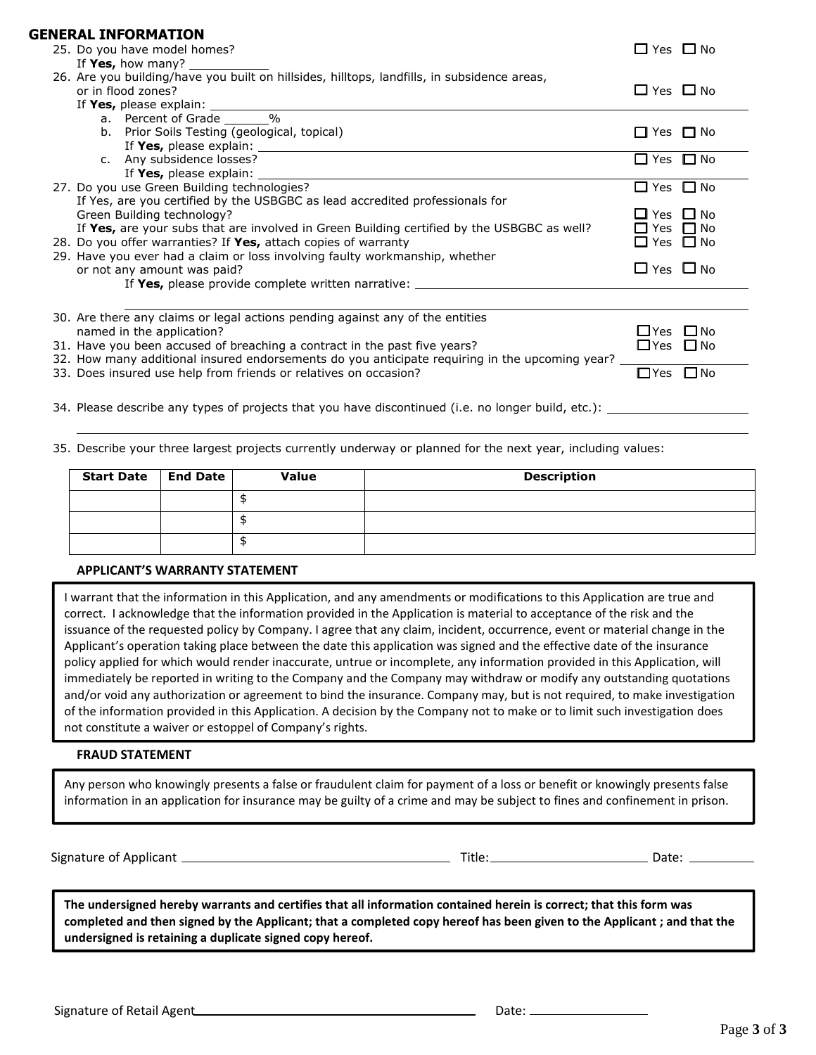## GENERAL INFORMATION

25. Do you have model homes? ☐ Yes ☐ No
    If **Yes,** how many? ___________
26. Are you building/have you built on hillsides, hilltops, landfills, in subsidence areas, or in flood zones? ☐ Yes ☐ No
    If **Yes,** please explain: ___________
    a. Percent of Grade ______%
    b. Prior Soils Testing (geological, topical) ☐ Yes ☐ No
       If **Yes,** please explain: ___________
    c. Any subsidence losses? ☐ Yes ☐ No
       If **Yes,** please explain: ___________
27. Do you use Green Building technologies? ☐ Yes ☐ No
    If Yes, are you certified by the USBGBC as lead accredited professionals for Green Building technology? ☐ Yes ☐ No
    If **Yes,** are your subs that are involved in Green Building certified by the USBGBC as well? ☐ Yes ☐ No
28. Do you offer warranties? If **Yes,** attach copies of warranty ☐ Yes ☐ No
29. Have you ever had a claim or loss involving faulty workmanship, whether or not any amount was paid? ☐ Yes ☐ No
    If **Yes,** please provide complete written narrative: ___________
30. Are there any claims or legal actions pending against any of the entities named in the application? ☐Yes ☐No
31. Have you been accused of breaching a contract in the past five years? ☐Yes ☐No
32. How many additional insured endorsements do you anticipate requiring in the upcoming year? ___________
33. Does insured use help from friends or relatives on occasion? ☐Yes ☐No
34. Please describe any types of projects that you have discontinued (i.e. no longer build, etc.): ___________
35. Describe your three largest projects currently underway or planned for the next year, including values:

| Start Date | End Date | Value | Description |
|---|---|---|---|
| | | $ | |
| | | $ | |
| | | $ | |

**APPLICANT'S WARRANTY STATEMENT**

I warrant that the information in this Application, and any amendments or modifications to this Application are true and correct. I acknowledge that the information provided in the Application is material to acceptance of the risk and the issuance of the requested policy by Company. I agree that any claim, incident, occurrence, event or material change in the Applicant's operation taking place between the date this application was signed and the effective date of the insurance policy applied for which would render inaccurate, untrue or incomplete, any information provided in this Application, will immediately be reported in writing to the Company and the Company may withdraw or modify any outstanding quotations and/or void any authorization or agreement to bind the insurance. Company may, but is not required, to make investigation of the information provided in this Application. A decision by the Company not to make or to limit such investigation does not constitute a waiver or estoppel of Company's rights.

**FRAUD STATEMENT**

Any person who knowingly presents a false or fraudulent claim for payment of a loss or benefit or knowingly presents false information in an application for insurance may be guilty of a crime and may be subject to fines and confinement in prison.

Signature of Applicant ___________ Title: ___________ Date: ___________

**The undersigned hereby warrants and certifies that all information contained herein is correct; that this form was completed and then signed by the Applicant; that a completed copy hereof has been given to the Applicant ; and that the undersigned is retaining a duplicate signed copy hereof.**

Signature of Retail Agent ___________ Date: ___________